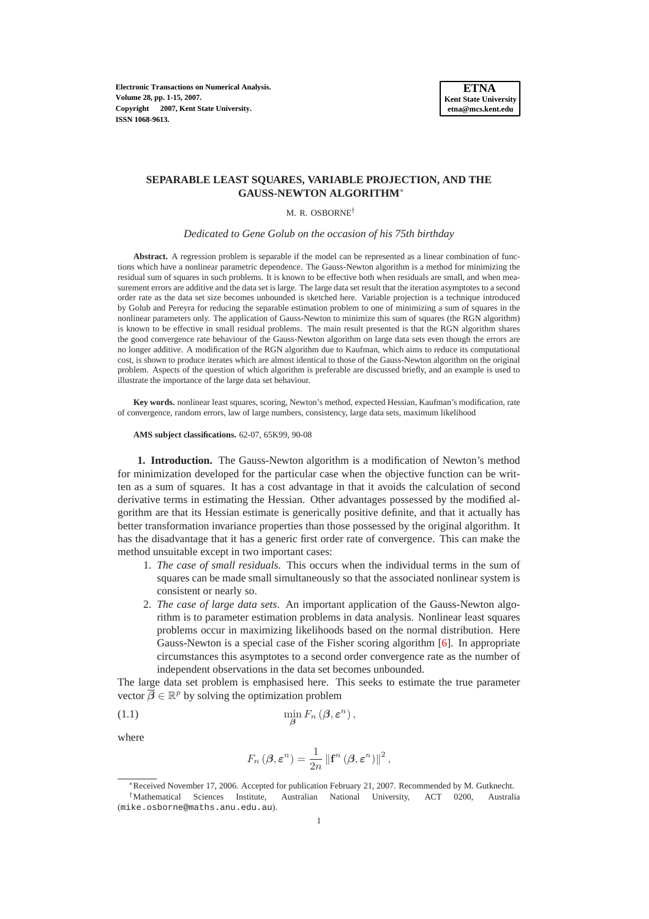# SEPARABLE LEAST SQUARES, VARIABLE PROJECTION, AND THE GAUSS-NEWTON ALGORITHM*

M. R. OSBORNE†

*Dedicated to Gene Golub on the occasion of his 75th birthday*

**Abstract.** A regression problem is separable if the model can be represented as a linear combination of functions which have a nonlinear parametric dependence. The Gauss-Newton algorithm is a method for minimizing the residual sum of squares in such problems. It is known to be effective both when residuals are small, and when measurement errors are additive and the data set is large. The large data set result that the iteration asymptotes to a second order rate as the data set size becomes unbounded is sketched here. Variable projection is a technique introduced by Golub and Pereyra for reducing the separable estimation problem to one of minimizing a sum of squares in the nonlinear parameters only. The application of Gauss-Newton to minimize this sum of squares (the RGN algorithm) is known to be effective in small residual problems. The main result presented is that the RGN algorithm shares the good convergence rate behaviour of the Gauss-Newton algorithm on large data sets even though the errors are no longer additive. A modification of the RGN algorithm due to Kaufman, which aims to reduce its computational cost, is shown to produce iterates which are almost identical to those of the Gauss-Newton algorithm on the original problem. Aspects of the question of which algorithm is preferable are discussed briefly, and an example is used to illustrate the importance of the large data set behaviour.

**Key words.** nonlinear least squares, scoring, Newton's method, expected Hessian, Kaufman's modification, rate of convergence, random errors, law of large numbers, consistency, large data sets, maximum likelihood

**AMS subject classifications.** 62-07, 65K99, 90-08

## 1. Introduction.

The Gauss-Newton algorithm is a modification of Newton's method for minimization developed for the particular case when the objective function can be written as a sum of squares. It has a cost advantage in that it avoids the calculation of second derivative terms in estimating the Hessian. Other advantages possessed by the modified algorithm are that its Hessian estimate is generically positive definite, and that it actually has better transformation invariance properties than those possessed by the original algorithm. It has the disadvantage that it has a generic first order rate of convergence. This can make the method unsuitable except in two important cases:

1. *The case of small residuals*. This occurs when the individual terms in the sum of squares can be made small simultaneously so that the associated nonlinear system is consistent or nearly so.
2. *The case of large data sets*. An important application of the Gauss-Newton algorithm is to parameter estimation problems in data analysis. Nonlinear least squares problems occur in maximizing likelihoods based on the normal distribution. Here Gauss-Newton is a special case of the Fisher scoring algorithm [6]. In appropriate circumstances this asymptotes to a second order convergence rate as the number of independent observations in the data set becomes unbounded.

The large data set problem is emphasised here. This seeks to estimate the true parameter vector $\overline{\boldsymbol{\beta}} \in \mathbb{R}^p$ by solving the optimization problem

$$\min_{\boldsymbol{\beta}} F_n\left(\boldsymbol{\beta}, \boldsymbol{\varepsilon}^n\right), \tag{1.1}$$

where

$$F_n\left(\boldsymbol{\beta}, \boldsymbol{\varepsilon}^n\right) = \frac{1}{2n}\left\|\mathbf{f}^n\left(\boldsymbol{\beta}, \boldsymbol{\varepsilon}^n\right)\right\|^2,$$

---

*Received November 17, 2006. Accepted for publication February 21, 2007. Recommended by M. Gutknecht.

†Mathematical Sciences Institute, Australian National University, ACT 0200, Australia (mike.osborne@maths.anu.edu.au).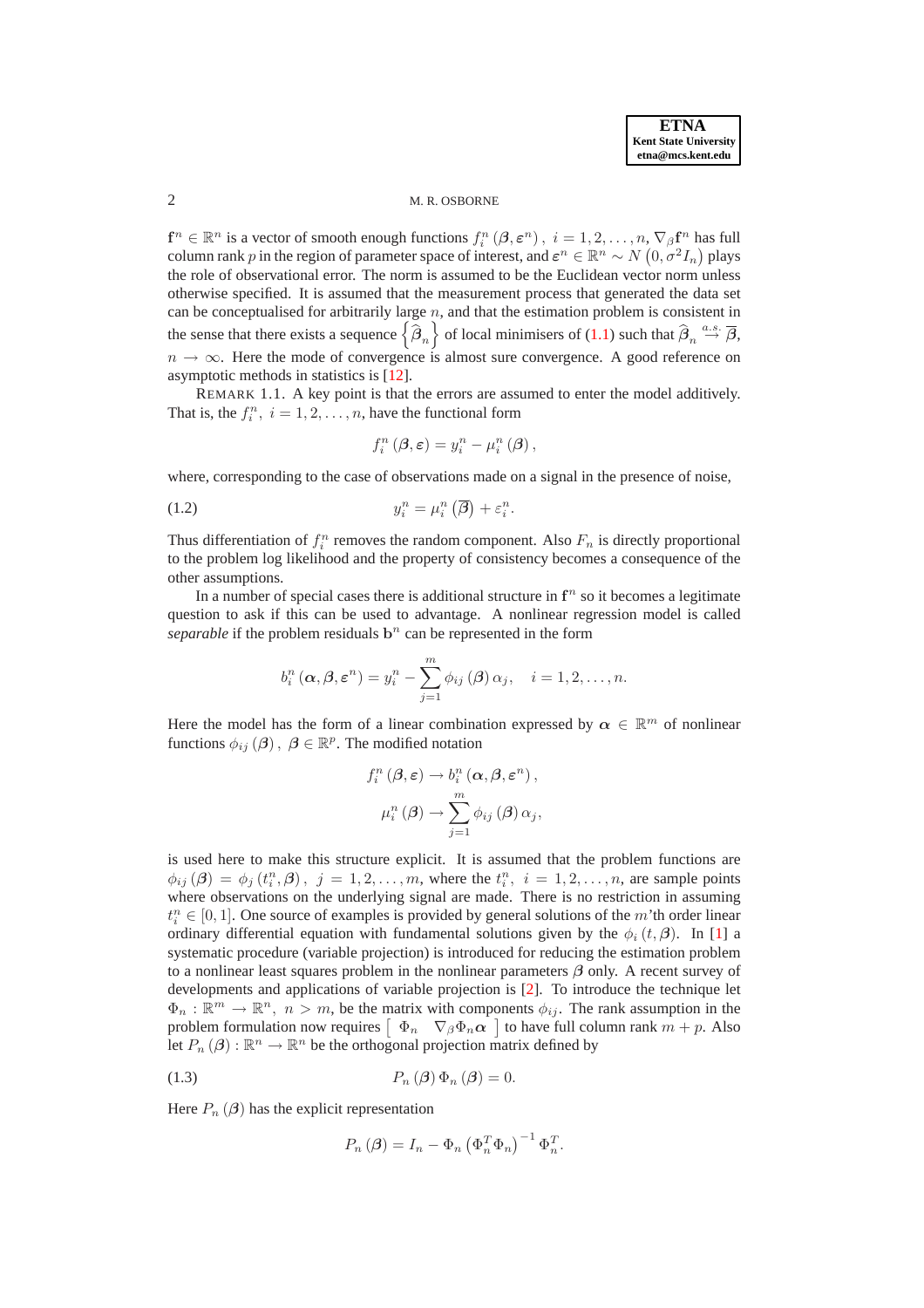$\mathbf{f}^n \in \mathbb{R}^n$ is a vector of smooth enough functions $f_i^n(\boldsymbol{\beta}, \boldsymbol{\varepsilon}^n)$, $i = 1, 2, \ldots, n$, $\nabla_\beta \mathbf{f}^n$ has full column rank $p$ in the region of parameter space of interest, and $\boldsymbol{\varepsilon}^n \in \mathbb{R}^n \sim N(0, \sigma^2 I_n)$ plays the role of observational error. The norm is assumed to be the Euclidean vector norm unless otherwise specified. It is assumed that the measurement process that generated the data set can be conceptualised for arbitrarily large $n$, and that the estimation problem is consistent in the sense that there exists a sequence $\left\{\widehat{\boldsymbol{\beta}}_n\right\}$ of local minimisers of (1.1) such that $\widehat{\boldsymbol{\beta}}_n \xrightarrow{a.s.} \overline{\boldsymbol{\beta}}$, $n \to \infty$. Here the mode of convergence is almost sure convergence. A good reference on asymptotic methods in statistics is [12].

REMARK 1.1. A key point is that the errors are assumed to enter the model additively. That is, the $f_i^n$, $i = 1, 2, \ldots, n$, have the functional form

$$f_i^n(\boldsymbol{\beta}, \boldsymbol{\varepsilon}) = y_i^n - \mu_i^n(\boldsymbol{\beta}),$$

where, corresponding to the case of observations made on a signal in the presence of noise,

$$y_i^n = \mu_i^n\left(\overline{\boldsymbol{\beta}}\right) + \varepsilon_i^n. \tag{1.2}$$

Thus differentiation of $f_i^n$ removes the random component. Also $F_n$ is directly proportional to the problem log likelihood and the property of consistency becomes a consequence of the other assumptions.

In a number of special cases there is additional structure in $\mathbf{f}^n$ so it becomes a legitimate question to ask if this can be used to advantage. A nonlinear regression model is called *separable* if the problem residuals $\mathbf{b}^n$ can be represented in the form

$$b_i^n(\boldsymbol{\alpha}, \boldsymbol{\beta}, \boldsymbol{\varepsilon}^n) = y_i^n - \sum_{j=1}^{m} \phi_{ij}(\boldsymbol{\beta}) \alpha_j, \quad i = 1, 2, \ldots, n.$$

Here the model has the form of a linear combination expressed by $\boldsymbol{\alpha} \in \mathbb{R}^m$ of nonlinear functions $\phi_{ij}(\boldsymbol{\beta})$, $\boldsymbol{\beta} \in \mathbb{R}^p$. The modified notation

$$f_i^n(\boldsymbol{\beta}, \boldsymbol{\varepsilon}) \to b_i^n(\boldsymbol{\alpha}, \boldsymbol{\beta}, \boldsymbol{\varepsilon}^n),$$

$$\mu_i^n(\boldsymbol{\beta}) \to \sum_{j=1}^{m} \phi_{ij}(\boldsymbol{\beta}) \alpha_j,$$

is used here to make this structure explicit. It is assumed that the problem functions are $\phi_{ij}(\boldsymbol{\beta}) = \phi_j(t_i^n, \boldsymbol{\beta})$, $j = 1, 2, \ldots, m$, where the $t_i^n$, $i = 1, 2, \ldots, n$, are sample points where observations on the underlying signal are made. There is no restriction in assuming $t_i^n \in [0, 1]$. One source of examples is provided by general solutions of the $m$'th order linear ordinary differential equation with fundamental solutions given by the $\phi_i(t, \boldsymbol{\beta})$. In [1] a systematic procedure (variable projection) is introduced for reducing the estimation problem to a nonlinear least squares problem in the nonlinear parameters $\boldsymbol{\beta}$ only. A recent survey of developments and applications of variable projection is [2]. To introduce the technique let $\Phi_n : \mathbb{R}^m \to \mathbb{R}^n$, $n > m$, be the matrix with components $\phi_{ij}$. The rank assumption in the problem formulation now requires $\begin{bmatrix} \Phi_n & \nabla_\beta \Phi_n \boldsymbol{\alpha} \end{bmatrix}$ to have full column rank $m + p$. Also let $P_n(\boldsymbol{\beta}) : \mathbb{R}^n \to \mathbb{R}^n$ be the orthogonal projection matrix defined by

$$P_n(\boldsymbol{\beta}) \Phi_n(\boldsymbol{\beta}) = 0. \tag{1.3}$$

Here $P_n(\boldsymbol{\beta})$ has the explicit representation

$$P_n(\boldsymbol{\beta}) = I_n - \Phi_n \left(\Phi_n^T \Phi_n\right)^{-1} \Phi_n^T.$$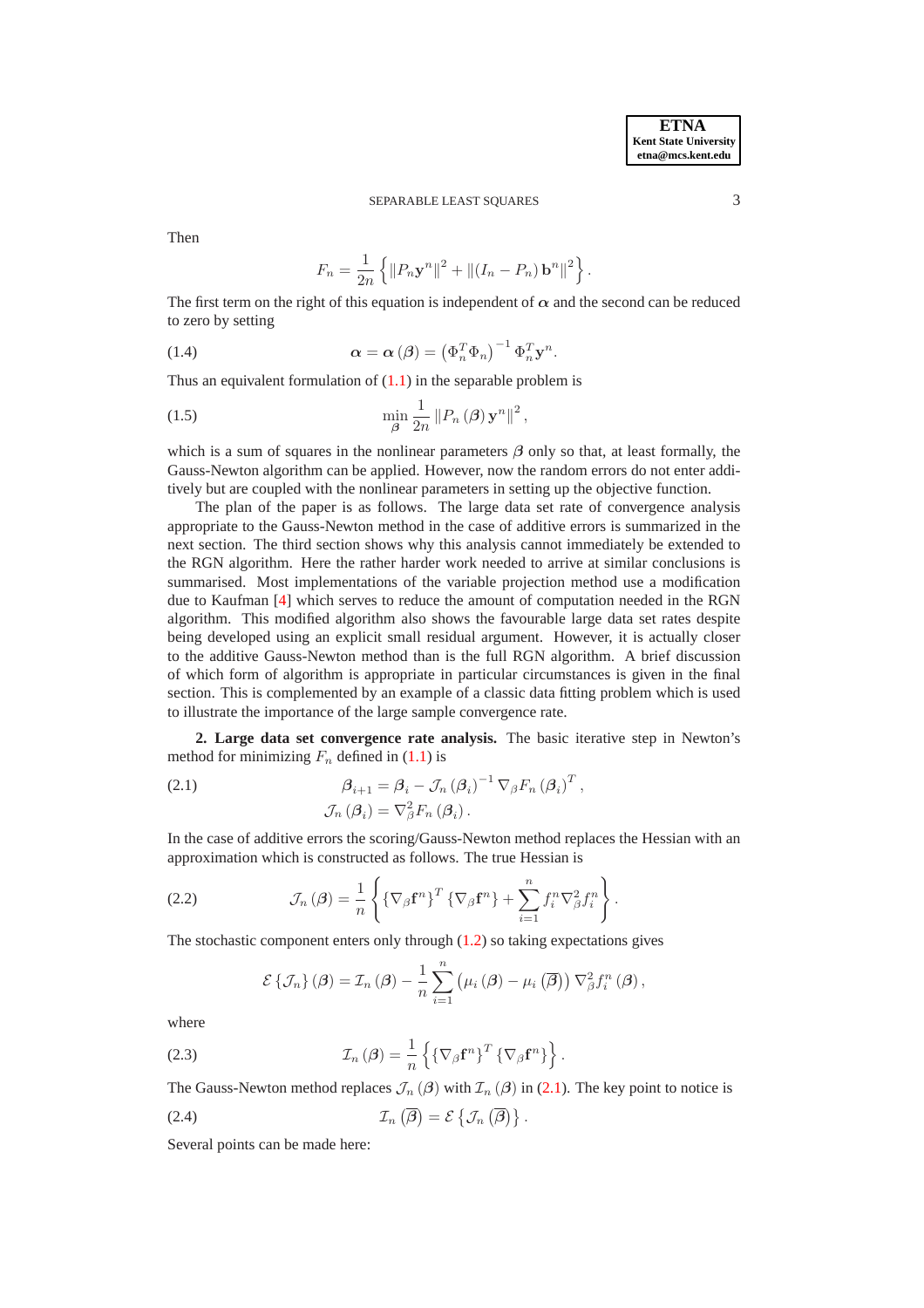Then

$$F_n = \frac{1}{2n}\left\{\|P_n \mathbf{y}^n\|^2 + \|(I_n - P_n)\,\mathbf{b}^n\|^2\right\}.$$

The first term on the right of this equation is independent of $\boldsymbol{\alpha}$ and the second can be reduced to zero by setting

$$\boldsymbol{\alpha} = \boldsymbol{\alpha}(\boldsymbol{\beta}) = \left(\Phi_n^T \Phi_n\right)^{-1} \Phi_n^T \mathbf{y}^n. \tag{1.4}$$

Thus an equivalent formulation of (1.1) in the separable problem is

$$\min_{\boldsymbol{\beta}} \frac{1}{2n}\|P_n(\boldsymbol{\beta})\,\mathbf{y}^n\|^2, \tag{1.5}$$

which is a sum of squares in the nonlinear parameters $\boldsymbol{\beta}$ only so that, at least formally, the Gauss-Newton algorithm can be applied. However, now the random errors do not enter additively but are coupled with the nonlinear parameters in setting up the objective function.

The plan of the paper is as follows. The large data set rate of convergence analysis appropriate to the Gauss-Newton method in the case of additive errors is summarized in the next section. The third section shows why this analysis cannot immediately be extended to the RGN algorithm. Here the rather harder work needed to arrive at similar conclusions is summarised. Most implementations of the variable projection method use a modification due to Kaufman [4] which serves to reduce the amount of computation needed in the RGN algorithm. This modified algorithm also shows the favourable large data set rates despite being developed using an explicit small residual argument. However, it is actually closer to the additive Gauss-Newton method than is the full RGN algorithm. A brief discussion of which form of algorithm is appropriate in particular circumstances is given in the final section. This is complemented by an example of a classic data fitting problem which is used to illustrate the importance of the large sample convergence rate.

**2. Large data set convergence rate analysis.** The basic iterative step in Newton's method for minimizing $F_n$ defined in (1.1) is

$$\begin{aligned}\boldsymbol{\beta}_{i+1} &= \boldsymbol{\beta}_i - \mathcal{J}_n(\boldsymbol{\beta}_i)^{-1}\nabla_\beta F_n(\boldsymbol{\beta}_i)^T,\\ \mathcal{J}_n(\boldsymbol{\beta}_i) &= \nabla_\beta^2 F_n(\boldsymbol{\beta}_i).\end{aligned} \tag{2.1}$$

In the case of additive errors the scoring/Gauss-Newton method replaces the Hessian with an approximation which is constructed as follows. The true Hessian is

$$\mathcal{J}_n(\boldsymbol{\beta}) = \frac{1}{n}\left\{\{\nabla_\beta \mathbf{f}^n\}^T\{\nabla_\beta \mathbf{f}^n\} + \sum_{i=1}^n f_i^n \nabla_\beta^2 f_i^n\right\}. \tag{2.2}$$

The stochastic component enters only through (1.2) so taking expectations gives

$$\mathcal{E}\{\mathcal{J}_n\}(\boldsymbol{\beta}) = \mathcal{I}_n(\boldsymbol{\beta}) - \frac{1}{n}\sum_{i=1}^n\left(\mu_i(\boldsymbol{\beta}) - \mu_i(\overline{\boldsymbol{\beta}})\right)\nabla_\beta^2 f_i^n(\boldsymbol{\beta}),$$

where

$$\mathcal{I}_n(\boldsymbol{\beta}) = \frac{1}{n}\left\{\{\nabla_\beta \mathbf{f}^n\}^T\{\nabla_\beta \mathbf{f}^n\}\right\}. \tag{2.3}$$

The Gauss-Newton method replaces $\mathcal{J}_n(\boldsymbol{\beta})$ with $\mathcal{I}_n(\boldsymbol{\beta})$ in (2.1). The key point to notice is

$$\mathcal{I}_n(\overline{\boldsymbol{\beta}}) = \mathcal{E}\left\{\mathcal{J}_n(\overline{\boldsymbol{\beta}})\right\}. \tag{2.4}$$

Several points can be made here: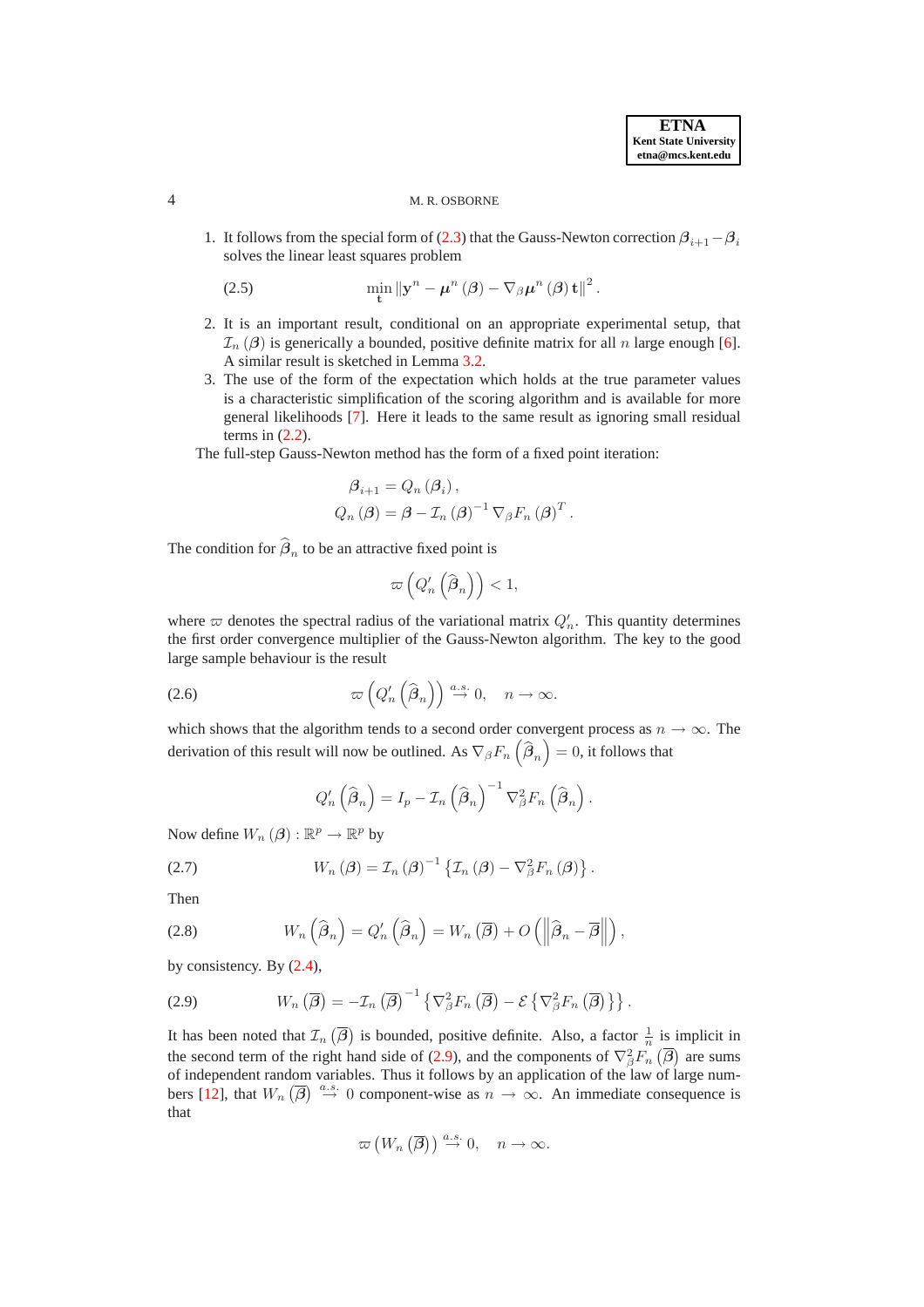1. It follows from the special form of (2.3) that the Gauss-Newton correction $\boldsymbol{\beta}_{i+1} - \boldsymbol{\beta}_i$ solves the linear least squares problem

$$\min_{\mathbf{t}} \left\| \mathbf{y}^n - \boldsymbol{\mu}^n(\boldsymbol{\beta}) - \nabla_\beta \boldsymbol{\mu}^n(\boldsymbol{\beta})\, \mathbf{t} \right\|^2 . \tag{2.5}$$

2. It is an important result, conditional on an appropriate experimental setup, that $\mathcal{I}_n(\boldsymbol{\beta})$ is generically a bounded, positive definite matrix for all $n$ large enough [6]. A similar result is sketched in Lemma 3.2.
3. The use of the form of the expectation which holds at the true parameter values is a characteristic simplification of the scoring algorithm and is available for more general likelihoods [7]. Here it leads to the same result as ignoring small residual terms in (2.2).

The full-step Gauss-Newton method has the form of a fixed point iteration:

$$\begin{aligned} \boldsymbol{\beta}_{i+1} &= Q_n(\boldsymbol{\beta}_i), \\ Q_n(\boldsymbol{\beta}) &= \boldsymbol{\beta} - \mathcal{I}_n(\boldsymbol{\beta})^{-1} \nabla_\beta F_n(\boldsymbol{\beta})^T . \end{aligned}$$

The condition for $\widehat{\boldsymbol{\beta}}_n$ to be an attractive fixed point is

$$\varpi\left(Q_n'\left(\widehat{\boldsymbol{\beta}}_n\right)\right) < 1,$$

where $\varpi$ denotes the spectral radius of the variational matrix $Q_n'$. This quantity determines the first order convergence multiplier of the Gauss-Newton algorithm. The key to the good large sample behaviour is the result

$$\varpi\left(Q_n'\left(\widehat{\boldsymbol{\beta}}_n\right)\right) \stackrel{a.s.}{\to} 0, \quad n \to \infty. \tag{2.6}$$

which shows that the algorithm tends to a second order convergent process as $n \to \infty$. The derivation of this result will now be outlined. As $\nabla_\beta F_n\left(\widehat{\boldsymbol{\beta}}_n\right) = 0$, it follows that

$$Q_n'\left(\widehat{\boldsymbol{\beta}}_n\right) = I_p - \mathcal{I}_n\left(\widehat{\boldsymbol{\beta}}_n\right)^{-1} \nabla_\beta^2 F_n\left(\widehat{\boldsymbol{\beta}}_n\right).$$

Now define $W_n(\boldsymbol{\beta}) : \mathbb{R}^p \to \mathbb{R}^p$ by

$$W_n(\boldsymbol{\beta}) = \mathcal{I}_n(\boldsymbol{\beta})^{-1} \left\{ \mathcal{I}_n(\boldsymbol{\beta}) - \nabla_\beta^2 F_n(\boldsymbol{\beta}) \right\}. \tag{2.7}$$

Then

$$W_n\left(\widehat{\boldsymbol{\beta}}_n\right) = Q_n'\left(\widehat{\boldsymbol{\beta}}_n\right) = W_n\left(\overline{\boldsymbol{\beta}}\right) + O\left(\left\|\widehat{\boldsymbol{\beta}}_n - \overline{\boldsymbol{\beta}}\right\|\right), \tag{2.8}$$

by consistency. By (2.4),

$$W_n\left(\overline{\boldsymbol{\beta}}\right) = -\mathcal{I}_n\left(\overline{\boldsymbol{\beta}}\right)^{-1} \left\{ \nabla_\beta^2 F_n\left(\overline{\boldsymbol{\beta}}\right) - \mathcal{E}\left\{ \nabla_\beta^2 F_n\left(\overline{\boldsymbol{\beta}}\right) \right\} \right\}. \tag{2.9}$$

It has been noted that $\mathcal{I}_n\left(\overline{\boldsymbol{\beta}}\right)$ is bounded, positive definite. Also, a factor $\frac{1}{n}$ is implicit in the second term of the right hand side of (2.9), and the components of $\nabla_\beta^2 F_n\left(\overline{\boldsymbol{\beta}}\right)$ are sums of independent random variables. Thus it follows by an application of the law of large numbers [12], that $W_n\left(\overline{\boldsymbol{\beta}}\right) \stackrel{a.s.}{\to} 0$ component-wise as $n \to \infty$. An immediate consequence is that

$$\varpi\left(W_n\left(\overline{\boldsymbol{\beta}}\right)\right) \stackrel{a.s.}{\to} 0, \quad n \to \infty.$$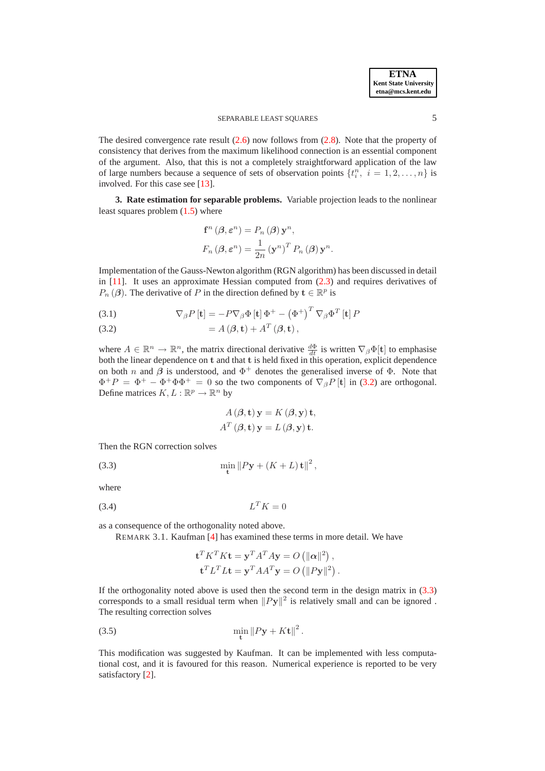The desired convergence rate result (2.6) now follows from (2.8). Note that the property of consistency that derives from the maximum likelihood connection is an essential component of the argument. Also, that this is not a completely straightforward application of the law of large numbers because a sequence of sets of observation points $\{t_i^n,\ i = 1, 2, \ldots, n\}$ is involved. For this case see [13].

**3. Rate estimation for separable problems.** Variable projection leads to the nonlinear least squares problem (1.5) where

$$\mathbf{f}^n(\boldsymbol{\beta}, \varepsilon^n) = P_n(\boldsymbol{\beta})\,\mathbf{y}^n,$$

$$F_n(\boldsymbol{\beta}, \varepsilon^n) = \frac{1}{2n}(\mathbf{y}^n)^T P_n(\boldsymbol{\beta})\,\mathbf{y}^n.$$

Implementation of the Gauss-Newton algorithm (RGN algorithm) has been discussed in detail in [11]. It uses an approximate Hessian computed from (2.3) and requires derivatives of $P_n(\boldsymbol{\beta})$. The derivative of $P$ in the direction defined by $\mathbf{t} \in \mathbb{R}^p$ is

$$\nabla_{\beta} P[\mathbf{t}] = -P \nabla_{\beta} \Phi[\mathbf{t}]\, \Phi^+ - \left(\Phi^+\right)^T \nabla_{\beta} \Phi^T[\mathbf{t}]\, P \tag{3.1}$$

$$= A(\boldsymbol{\beta}, \mathbf{t}) + A^T(\boldsymbol{\beta}, \mathbf{t}), \tag{3.2}$$

where $A \in \mathbb{R}^n \to \mathbb{R}^n$, the matrix directional derivative $\frac{d\Phi}{dt}$ is written $\nabla_{\beta}\Phi[\mathbf{t}]$ to emphasise both the linear dependence on $\mathbf{t}$ and that $\mathbf{t}$ is held fixed in this operation, explicit dependence on both $n$ and $\boldsymbol{\beta}$ is understood, and $\Phi^+$ denotes the generalised inverse of $\Phi$. Note that $\Phi^+ P = \Phi^+ - \Phi^+\Phi\Phi^+ = 0$ so the two components of $\nabla_{\beta} P[\mathbf{t}]$ in (3.2) are orthogonal. Define matrices $K, L : \mathbb{R}^p \to \mathbb{R}^n$ by

$$A(\boldsymbol{\beta}, \mathbf{t})\,\mathbf{y} = K(\boldsymbol{\beta}, \mathbf{y})\,\mathbf{t},$$

$$A^T(\boldsymbol{\beta}, \mathbf{t})\,\mathbf{y} = L(\boldsymbol{\beta}, \mathbf{y})\,\mathbf{t}.$$

Then the RGN correction solves

$$\min_{\mathbf{t}} \left\| P\mathbf{y} + (K + L)\,\mathbf{t} \right\|^2, \tag{3.3}$$

where

$$L^T K = 0 \tag{3.4}$$

as a consequence of the orthogonality noted above.

REMARK 3.1. Kaufman [4] has examined these terms in more detail. We have

$$\mathbf{t}^T K^T K \mathbf{t} = \mathbf{y}^T A^T A \mathbf{y} = O\left(\|\boldsymbol{\alpha}\|^2\right),$$

$$\mathbf{t}^T L^T L \mathbf{t} = \mathbf{y}^T A A^T \mathbf{y} = O\left(\|P\mathbf{y}\|^2\right).$$

If the orthogonality noted above is used then the second term in the design matrix in (3.3) corresponds to a small residual term when $\|P\mathbf{y}\|^2$ is relatively small and can be ignored . The resulting correction solves

$$\min_{\mathbf{t}} \left\| P\mathbf{y} + K\mathbf{t} \right\|^2. \tag{3.5}$$

This modification was suggested by Kaufman. It can be implemented with less computational cost, and it is favoured for this reason. Numerical experience is reported to be very satisfactory [2].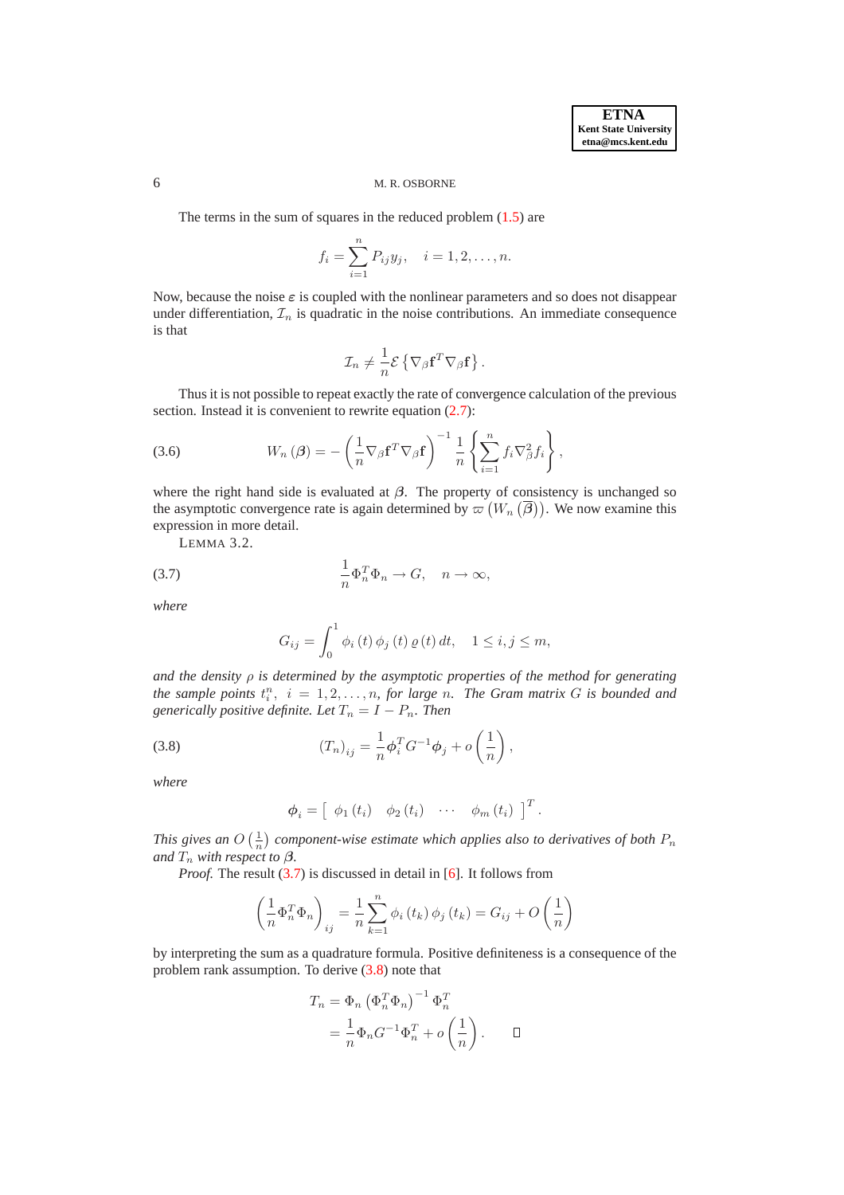The terms in the sum of squares in the reduced problem (1.5) are

$$f_i = \sum_{i=1}^{n} P_{ij} y_j, \quad i = 1, 2, \ldots, n.$$

Now, because the noise $\varepsilon$ is coupled with the nonlinear parameters and so does not disappear under differentiation, $\mathcal{I}_n$ is quadratic in the noise contributions. An immediate consequence is that

$$\mathcal{I}_n \neq \frac{1}{n} \mathcal{E} \left\{ \nabla_\beta \mathbf{f}^T \nabla_\beta \mathbf{f} \right\}.$$

Thus it is not possible to repeat exactly the rate of convergence calculation of the previous section. Instead it is convenient to rewrite equation (2.7):

$$W_n(\boldsymbol{\beta}) = -\left( \frac{1}{n} \nabla_\beta \mathbf{f}^T \nabla_\beta \mathbf{f} \right)^{-1} \frac{1}{n} \left\{ \sum_{i=1}^{n} f_i \nabla_\beta^2 f_i \right\}, \tag{3.6}$$

where the right hand side is evaluated at $\boldsymbol{\beta}$. The property of consistency is unchanged so the asymptotic convergence rate is again determined by $\varpi\left(W_n\left(\overline{\boldsymbol{\beta}}\right)\right)$. We now examine this expression in more detail.

LEMMA 3.2.

$$\frac{1}{n} \Phi_n^T \Phi_n \to G, \quad n \to \infty, \tag{3.7}$$

*where*

$$G_{ij} = \int_0^1 \phi_i(t) \phi_j(t) \varrho(t) \, dt, \quad 1 \leq i, j \leq m,$$

*and the density $\rho$ is determined by the asymptotic properties of the method for generating the sample points $t_i^n$, $i = 1, 2, \ldots, n$, for large $n$. The Gram matrix $G$ is bounded and generically positive definite. Let $T_n = I - P_n$. Then*

$$(T_n)_{ij} = \frac{1}{n} \boldsymbol{\phi}_i^T G^{-1} \boldsymbol{\phi}_j + o\left(\frac{1}{n}\right), \tag{3.8}$$

*where*

$$\boldsymbol{\phi}_i = \left[ \begin{array}{cccc} \phi_1(t_i) & \phi_2(t_i) & \cdots & \phi_m(t_i) \end{array} \right]^T.$$

*This gives an $O\left(\frac{1}{n}\right)$ component-wise estimate which applies also to derivatives of both $P_n$ and $T_n$ with respect to $\boldsymbol{\beta}$.*

*Proof.* The result (3.7) is discussed in detail in [6]. It follows from

$$\left( \frac{1}{n} \Phi_n^T \Phi_n \right)_{ij} = \frac{1}{n} \sum_{k=1}^{n} \phi_i(t_k) \phi_j(t_k) = G_{ij} + O\left(\frac{1}{n}\right)$$

by interpreting the sum as a quadrature formula. Positive definiteness is a consequence of the problem rank assumption. To derive (3.8) note that

$$\begin{aligned}
T_n &= \Phi_n \left( \Phi_n^T \Phi_n \right)^{-1} \Phi_n^T \\
&= \frac{1}{n} \Phi_n G^{-1} \Phi_n^T + o\left(\frac{1}{n}\right). \qquad \square
\end{aligned}$$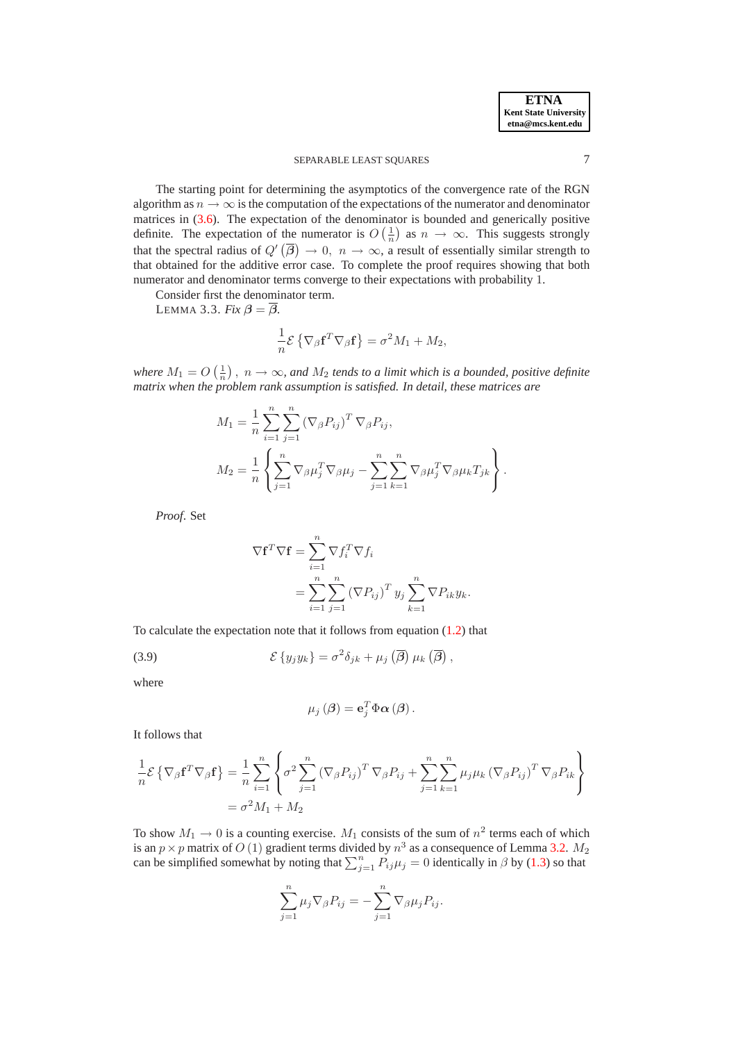The starting point for determining the asymptotics of the convergence rate of the RGN algorithm as $n \to \infty$ is the computation of the expectations of the numerator and denominator matrices in (3.6). The expectation of the denominator is bounded and generically positive definite. The expectation of the numerator is $O\left(\frac{1}{n}\right)$ as $n \to \infty$. This suggests strongly that the spectral radius of $Q'\left(\overline{\boldsymbol{\beta}}\right) \to 0,\ n \to \infty$, a result of essentially similar strength to that obtained for the additive error case. To complete the proof requires showing that both numerator and denominator terms converge to their expectations with probability 1.

Consider first the denominator term.

LEMMA 3.3. *Fix $\boldsymbol{\beta} = \overline{\boldsymbol{\beta}}$.*

$$\frac{1}{n}\mathcal{E}\left\{\nabla_\beta \mathbf{f}^T \nabla_\beta \mathbf{f}\right\} = \sigma^2 M_1 + M_2,$$

*where $M_1 = O\left(\frac{1}{n}\right),\ n \to \infty$, and $M_2$ tends to a limit which is a bounded, positive definite matrix when the problem rank assumption is satisfied. In detail, these matrices are*

$$M_1 = \frac{1}{n}\sum_{i=1}^{n}\sum_{j=1}^{n}\left(\nabla_\beta P_{ij}\right)^T \nabla_\beta P_{ij},$$

$$M_2 = \frac{1}{n}\left\{\sum_{j=1}^{n}\nabla_\beta \mu_j^T \nabla_\beta \mu_j - \sum_{j=1}^{n}\sum_{k=1}^{n}\nabla_\beta \mu_j^T \nabla_\beta \mu_k T_{jk}\right\}.$$

*Proof*. Set

$$\begin{aligned}
\nabla \mathbf{f}^T \nabla \mathbf{f} &= \sum_{i=1}^{n}\nabla f_i^T \nabla f_i \\
&= \sum_{i=1}^{n}\sum_{j=1}^{n}\left(\nabla P_{ij}\right)^T y_j \sum_{k=1}^{n}\nabla P_{ik} y_k.
\end{aligned}$$

To calculate the expectation note that it follows from equation (1.2) that

$$\mathcal{E}\left\{y_j y_k\right\} = \sigma^2 \delta_{jk} + \mu_j\left(\overline{\boldsymbol{\beta}}\right)\mu_k\left(\overline{\boldsymbol{\beta}}\right), \tag{3.9}$$

where

$$\mu_j\left(\boldsymbol{\beta}\right) = \mathbf{e}_j^T \Phi \boldsymbol{\alpha}\left(\boldsymbol{\beta}\right).$$

It follows that

$$\begin{aligned}
\frac{1}{n}\mathcal{E}\left\{\nabla_\beta \mathbf{f}^T \nabla_\beta \mathbf{f}\right\} &= \frac{1}{n}\sum_{i=1}^{n}\left\{\sigma^2 \sum_{j=1}^{n}\left(\nabla_\beta P_{ij}\right)^T \nabla_\beta P_{ij} + \sum_{j=1}^{n}\sum_{k=1}^{n}\mu_j \mu_k \left(\nabla_\beta P_{ij}\right)^T \nabla_\beta P_{ik}\right\} \\
&= \sigma^2 M_1 + M_2
\end{aligned}$$

To show $M_1 \to 0$ is a counting exercise. $M_1$ consists of the sum of $n^2$ terms each of which is an $p \times p$ matrix of $O(1)$ gradient terms divided by $n^3$ as a consequence of Lemma 3.2. $M_2$ can be simplified somewhat by noting that $\sum_{j=1}^{n} P_{ij}\mu_j = 0$ identically in $\beta$ by (1.3) so that

$$\sum_{j=1}^{n}\mu_j \nabla_\beta P_{ij} = -\sum_{j=1}^{n}\nabla_\beta \mu_j P_{ij}.$$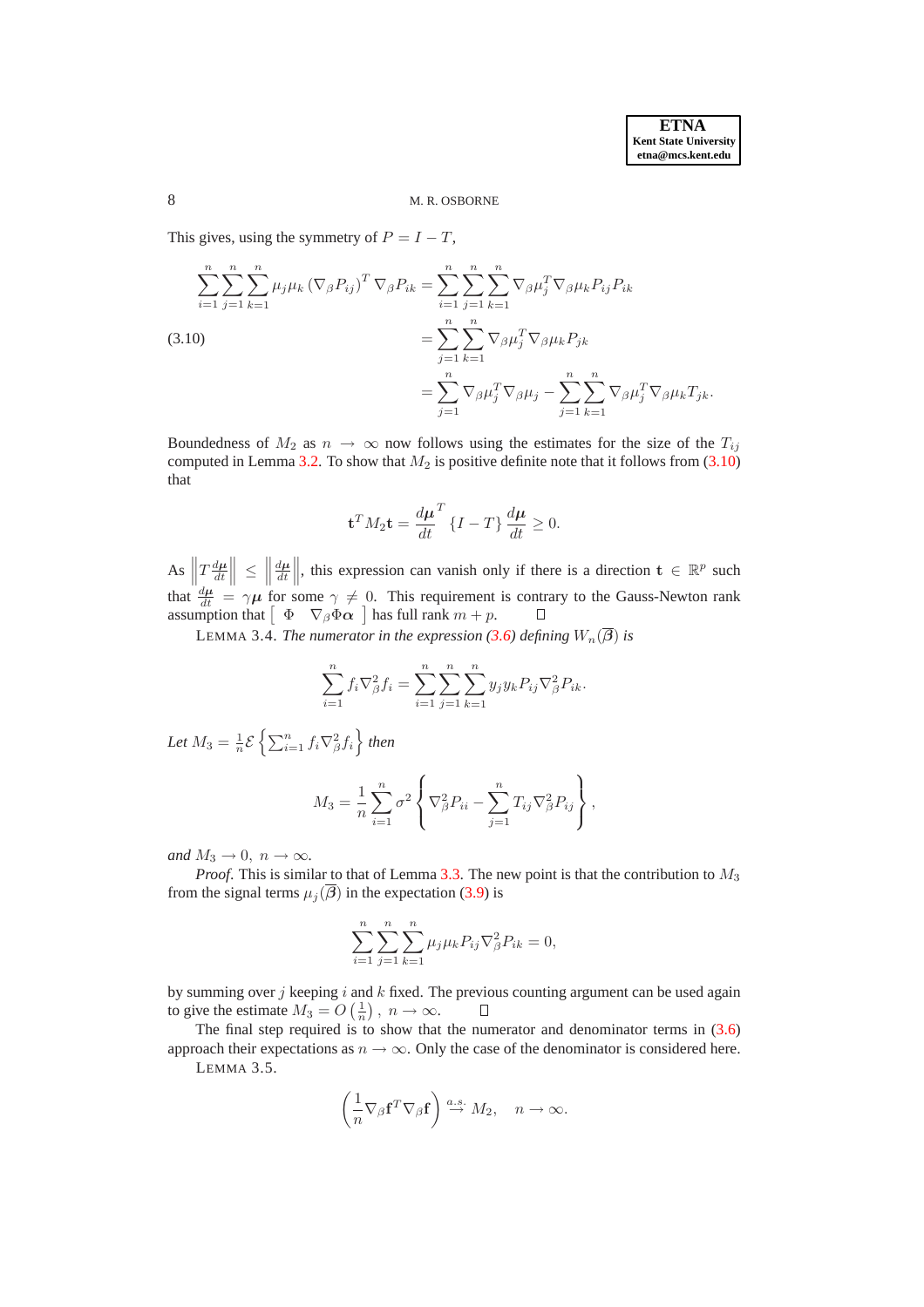This gives, using the symmetry of $P = I - T$,

$$
\begin{aligned}
\sum_{i=1}^{n}\sum_{j=1}^{n}\sum_{k=1}^{n} \mu_j \mu_k \left(\nabla_\beta P_{ij}\right)^T \nabla_\beta P_{ik} &= \sum_{i=1}^{n}\sum_{j=1}^{n}\sum_{k=1}^{n} \nabla_\beta \mu_j^T \nabla_\beta \mu_k P_{ij} P_{ik} \\
&= \sum_{j=1}^{n}\sum_{k=1}^{n} \nabla_\beta \mu_j^T \nabla_\beta \mu_k P_{jk} \\
&= \sum_{j=1}^{n} \nabla_\beta \mu_j^T \nabla_\beta \mu_j - \sum_{j=1}^{n}\sum_{k=1}^{n} \nabla_\beta \mu_j^T \nabla_\beta \mu_k T_{jk}.
\end{aligned} \tag{3.10}
$$

Boundedness of $M_2$ as $n \to \infty$ now follows using the estimates for the size of the $T_{ij}$ computed in Lemma 3.2. To show that $M_2$ is positive definite note that it follows from (3.10) that

$$
\mathbf{t}^T M_2 \mathbf{t} = \frac{d\boldsymbol{\mu}}{dt}^T \{I - T\} \frac{d\boldsymbol{\mu}}{dt} \geq 0.
$$

As $\left\| T \frac{d\boldsymbol{\mu}}{dt} \right\| \leq \left\| \frac{d\boldsymbol{\mu}}{dt} \right\|$, this expression can vanish only if there is a direction $\mathbf{t} \in \mathbb{R}^p$ such that $\frac{d\boldsymbol{\mu}}{dt} = \gamma \boldsymbol{\mu}$ for some $\gamma \neq 0$. This requirement is contrary to the Gauss-Newton rank assumption that $\left[ \begin{array}{cc} \Phi & \nabla_\beta \Phi \boldsymbol{\alpha} \end{array} \right]$ has full rank $m + p$. $\square$

LEMMA 3.4. *The numerator in the expression (3.6) defining $W_n(\overline{\boldsymbol{\beta}})$ is*

$$
\sum_{i=1}^{n} f_i \nabla_\beta^2 f_i = \sum_{i=1}^{n}\sum_{j=1}^{n}\sum_{k=1}^{n} y_j y_k P_{ij} \nabla_\beta^2 P_{ik}.
$$

*Let $M_3 = \frac{1}{n} \mathcal{E} \left\{ \sum_{i=1}^{n} f_i \nabla_\beta^2 f_i \right\}$ then*

$$
M_3 = \frac{1}{n} \sum_{i=1}^{n} \sigma^2 \left\{ \nabla_\beta^2 P_{ii} - \sum_{j=1}^{n} T_{ij} \nabla_\beta^2 P_{ij} \right\},
$$

*and $M_3 \to 0, \; n \to \infty$.*

*Proof.* This is similar to that of Lemma 3.3. The new point is that the contribution to $M_3$ from the signal terms $\mu_j(\overline{\boldsymbol{\beta}})$ in the expectation (3.9) is

$$
\sum_{i=1}^{n}\sum_{j=1}^{n}\sum_{k=1}^{n} \mu_j \mu_k P_{ij} \nabla_\beta^2 P_{ik} = 0,
$$

by summing over $j$ keeping $i$ and $k$ fixed. The previous counting argument can be used again to give the estimate $M_3 = O\left(\frac{1}{n}\right), \; n \to \infty$. $\square$

The final step required is to show that the numerator and denominator terms in (3.6) approach their expectations as $n \to \infty$. Only the case of the denominator is considered here.

LEMMA 3.5.

$$
\left( \frac{1}{n} \nabla_\beta \mathbf{f}^T \nabla_\beta \mathbf{f} \right) \overset{a.s.}{\to} M_2, \quad n \to \infty.
$$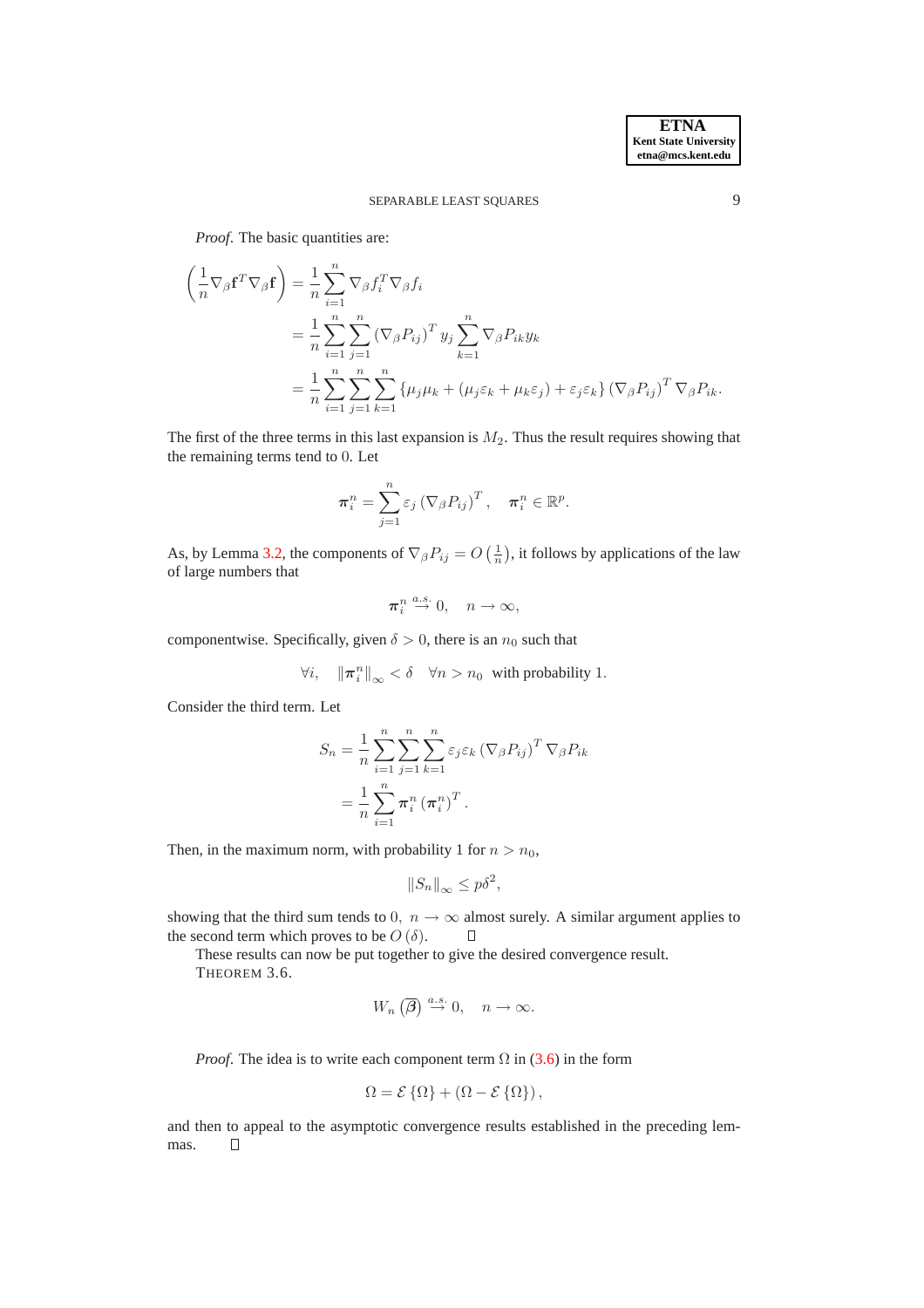*Proof*. The basic quantities are:

$$
\begin{aligned}
\left(\frac{1}{n}\nabla_\beta \mathbf{f}^T \nabla_\beta \mathbf{f}\right) &= \frac{1}{n}\sum_{i=1}^{n} \nabla_\beta f_i^T \nabla_\beta f_i \\
&= \frac{1}{n}\sum_{i=1}^{n}\sum_{j=1}^{n} \left(\nabla_\beta P_{ij}\right)^T y_j \sum_{k=1}^{n} \nabla_\beta P_{ik} y_k \\
&= \frac{1}{n}\sum_{i=1}^{n}\sum_{j=1}^{n}\sum_{k=1}^{n} \left\{\mu_j\mu_k + \left(\mu_j\varepsilon_k + \mu_k\varepsilon_j\right) + \varepsilon_j\varepsilon_k\right\} \left(\nabla_\beta P_{ij}\right)^T \nabla_\beta P_{ik}.
\end{aligned}
$$

The first of the three terms in this last expansion is $M_2$. Thus the result requires showing that the remaining terms tend to 0. Let

$$
\boldsymbol{\pi}_i^n = \sum_{j=1}^{n} \varepsilon_j \left(\nabla_\beta P_{ij}\right)^T, \quad \boldsymbol{\pi}_i^n \in \mathbb{R}^p.
$$

As, by Lemma 3.2, the components of $\nabla_\beta P_{ij} = O\left(\frac{1}{n}\right)$, it follows by applications of the law of large numbers that

$$
\boldsymbol{\pi}_i^n \overset{a.s.}{\to} 0, \quad n \to \infty,
$$

componentwise. Specifically, given $\delta > 0$, there is an $n_0$ such that

$$
\forall i, \quad \left\|\boldsymbol{\pi}_i^n\right\|_\infty < \delta \quad \forall n > n_0 \text{ with probability } 1.
$$

Consider the third term. Let

$$
\begin{aligned}
S_n &= \frac{1}{n}\sum_{i=1}^{n}\sum_{j=1}^{n}\sum_{k=1}^{n} \varepsilon_j\varepsilon_k \left(\nabla_\beta P_{ij}\right)^T \nabla_\beta P_{ik} \\
&= \frac{1}{n}\sum_{i=1}^{n} \boldsymbol{\pi}_i^n \left(\boldsymbol{\pi}_i^n\right)^T.
\end{aligned}
$$

Then, in the maximum norm, with probability 1 for $n > n_0$,

$$
\left\|S_n\right\|_\infty \leq p\delta^2,
$$

showing that the third sum tends to 0, $n \to \infty$ almost surely. A similar argument applies to the second term which proves to be $O(\delta)$. □

These results can now be put together to give the desired convergence result.

THEOREM 3.6.

$$
W_n\left(\overline{\boldsymbol{\beta}}\right) \overset{a.s.}{\to} 0, \quad n \to \infty.
$$

*Proof*. The idea is to write each component term $\Omega$ in (3.6) in the form

$$
\Omega = \mathcal{E}\left\{\Omega\right\} + \left(\Omega - \mathcal{E}\left\{\Omega\right\}\right),
$$

and then to appeal to the asymptotic convergence results established in the preceding lemmas. □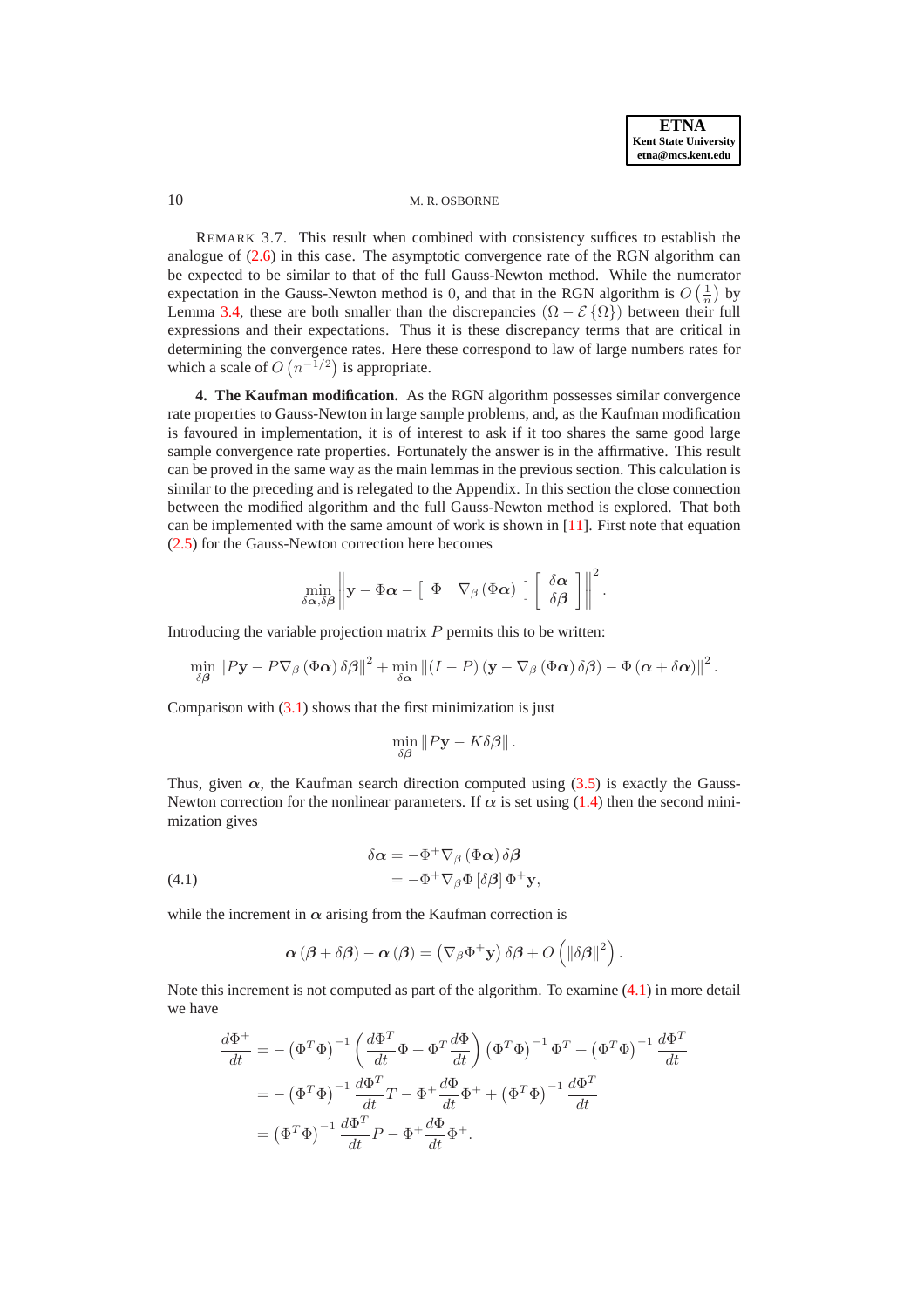REMARK 3.7. This result when combined with consistency suffices to establish the analogue of (2.6) in this case. The asymptotic convergence rate of the RGN algorithm can be expected to be similar to that of the full Gauss-Newton method. While the numerator expectation in the Gauss-Newton method is 0, and that in the RGN algorithm is $O\left(\frac{1}{n}\right)$ by Lemma 3.4, these are both smaller than the discrepancies $(\Omega - \mathcal{E}\{\Omega\})$ between their full expressions and their expectations. Thus it is these discrepancy terms that are critical in determining the convergence rates. Here these correspond to law of large numbers rates for which a scale of $O\left(n^{-1/2}\right)$ is appropriate.

## 4. The Kaufman modification.

As the RGN algorithm possesses similar convergence rate properties to Gauss-Newton in large sample problems, and, as the Kaufman modification is favoured in implementation, it is of interest to ask if it too shares the same good large sample convergence rate properties. Fortunately the answer is in the affirmative. This result can be proved in the same way as the main lemmas in the previous section. This calculation is similar to the preceding and is relegated to the Appendix. In this section the close connection between the modified algorithm and the full Gauss-Newton method is explored. That both can be implemented with the same amount of work is shown in [11]. First note that equation (2.5) for the Gauss-Newton correction here becomes

$$\min_{\delta\boldsymbol{\alpha},\delta\boldsymbol{\beta}} \left\| \mathbf{y} - \Phi\boldsymbol{\alpha} - \left[ \begin{array}{cc} \Phi & \nabla_{\beta}\left(\Phi\boldsymbol{\alpha}\right) \end{array} \right] \left[ \begin{array}{c} \delta\boldsymbol{\alpha} \\ \delta\boldsymbol{\beta} \end{array} \right] \right\|^2 .$$

Introducing the variable projection matrix $P$ permits this to be written:

$$\min_{\delta\boldsymbol{\beta}} \left\| P\mathbf{y} - P\nabla_{\beta}\left(\Phi\boldsymbol{\alpha}\right)\delta\boldsymbol{\beta} \right\|^2 + \min_{\delta\boldsymbol{\alpha}} \left\| (I-P)\left(\mathbf{y} - \nabla_{\beta}\left(\Phi\boldsymbol{\alpha}\right)\delta\boldsymbol{\beta}\right) - \Phi\left(\boldsymbol{\alpha} + \delta\boldsymbol{\alpha}\right) \right\|^2 .$$

Comparison with (3.1) shows that the first minimization is just

$$\min_{\delta\boldsymbol{\beta}} \left\| P\mathbf{y} - K\delta\boldsymbol{\beta} \right\| .$$

Thus, given $\boldsymbol{\alpha}$, the Kaufman search direction computed using (3.5) is exactly the Gauss-Newton correction for the nonlinear parameters. If $\boldsymbol{\alpha}$ is set using (1.4) then the second minimization gives

$$\begin{aligned}
\delta\boldsymbol{\alpha} &= -\Phi^{+}\nabla_{\beta}\left(\Phi\boldsymbol{\alpha}\right)\delta\boldsymbol{\beta} \\
&= -\Phi^{+}\nabla_{\beta}\Phi\left[\delta\boldsymbol{\beta}\right]\Phi^{+}\mathbf{y},
\end{aligned} \tag{4.1}$$

while the increment in $\boldsymbol{\alpha}$ arising from the Kaufman correction is

$$\boldsymbol{\alpha}\left(\boldsymbol{\beta} + \delta\boldsymbol{\beta}\right) - \boldsymbol{\alpha}\left(\boldsymbol{\beta}\right) = \left(\nabla_{\beta}\Phi^{+}\mathbf{y}\right)\delta\boldsymbol{\beta} + O\left(\left\|\delta\boldsymbol{\beta}\right\|^2\right).$$

Note this increment is not computed as part of the algorithm. To examine (4.1) in more detail we have

$$\begin{aligned}
\frac{d\Phi^{+}}{dt} &= -\left(\Phi^T\Phi\right)^{-1}\left(\frac{d\Phi^T}{dt}\Phi + \Phi^T\frac{d\Phi}{dt}\right)\left(\Phi^T\Phi\right)^{-1}\Phi^T + \left(\Phi^T\Phi\right)^{-1}\frac{d\Phi^T}{dt} \\
&= -\left(\Phi^T\Phi\right)^{-1}\frac{d\Phi^T}{dt}T - \Phi^{+}\frac{d\Phi}{dt}\Phi^{+} + \left(\Phi^T\Phi\right)^{-1}\frac{d\Phi^T}{dt} \\
&= \left(\Phi^T\Phi\right)^{-1}\frac{d\Phi^T}{dt}P - \Phi^{+}\frac{d\Phi}{dt}\Phi^{+}.
\end{aligned}$$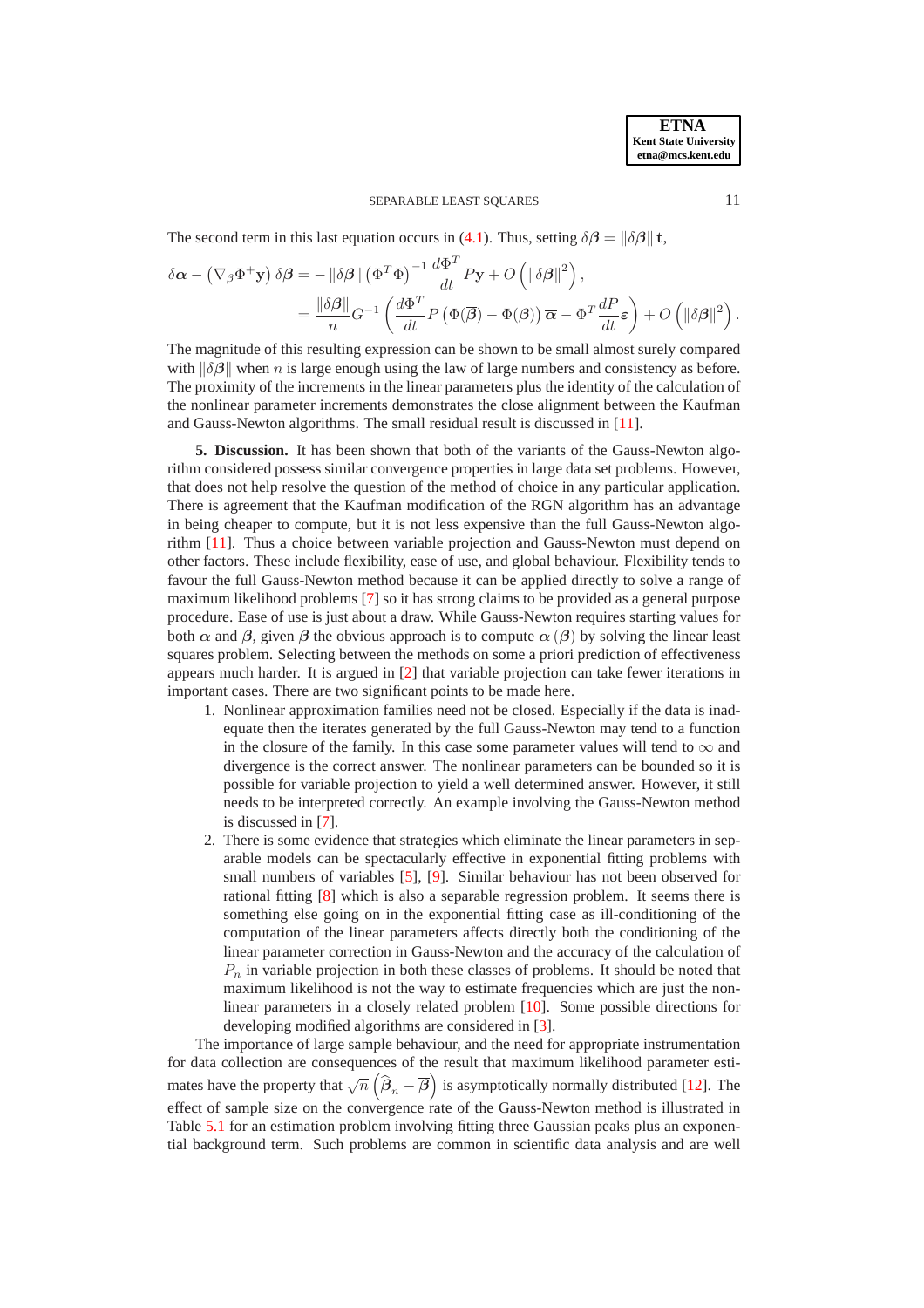The second term in this last equation occurs in (4.1). Thus, setting $\delta\boldsymbol{\beta} = \|\delta\boldsymbol{\beta}\|\, \mathbf{t}$,

$$
\begin{aligned}
\delta\boldsymbol{\alpha} - \left(\nabla_{\beta}\Phi^{+}\mathbf{y}\right)\delta\boldsymbol{\beta} &= -\|\delta\boldsymbol{\beta}\|\left(\Phi^{T}\Phi\right)^{-1}\frac{d\Phi^{T}}{dt}P\mathbf{y} + O\left(\|\delta\boldsymbol{\beta}\|^{2}\right), \\
&= \frac{\|\delta\boldsymbol{\beta}\|}{n}G^{-1}\left(\frac{d\Phi^{T}}{dt}P\left(\Phi(\overline{\boldsymbol{\beta}}) - \Phi(\boldsymbol{\beta})\right)\overline{\boldsymbol{\alpha}} - \Phi^{T}\frac{dP}{dt}\boldsymbol{\varepsilon}\right) + O\left(\|\delta\boldsymbol{\beta}\|^{2}\right).
\end{aligned}
$$

The magnitude of this resulting expression can be shown to be small almost surely compared with $\|\delta\boldsymbol{\beta}\|$ when $n$ is large enough using the law of large numbers and consistency as before. The proximity of the increments in the linear parameters plus the identity of the calculation of the nonlinear parameter increments demonstrates the close alignment between the Kaufman and Gauss-Newton algorithms. The small residual result is discussed in [11].

**5. Discussion.** It has been shown that both of the variants of the Gauss-Newton algorithm considered possess similar convergence properties in large data set problems. However, that does not help resolve the question of the method of choice in any particular application. There is agreement that the Kaufman modification of the RGN algorithm has an advantage in being cheaper to compute, but it is not less expensive than the full Gauss-Newton algorithm [11]. Thus a choice between variable projection and Gauss-Newton must depend on other factors. These include flexibility, ease of use, and global behaviour. Flexibility tends to favour the full Gauss-Newton method because it can be applied directly to solve a range of maximum likelihood problems [7] so it has strong claims to be provided as a general purpose procedure. Ease of use is just about a draw. While Gauss-Newton requires starting values for both $\boldsymbol{\alpha}$ and $\boldsymbol{\beta}$, given $\boldsymbol{\beta}$ the obvious approach is to compute $\boldsymbol{\alpha}(\boldsymbol{\beta})$ by solving the linear least squares problem. Selecting between the methods on some a priori prediction of effectiveness appears much harder. It is argued in [2] that variable projection can take fewer iterations in important cases. There are two significant points to be made here.

1. Nonlinear approximation families need not be closed. Especially if the data is inadequate then the iterates generated by the full Gauss-Newton may tend to a function in the closure of the family. In this case some parameter values will tend to $\infty$ and divergence is the correct answer. The nonlinear parameters can be bounded so it is possible for variable projection to yield a well determined answer. However, it still needs to be interpreted correctly. An example involving the Gauss-Newton method is discussed in [7].
2. There is some evidence that strategies which eliminate the linear parameters in separable models can be spectacularly effective in exponential fitting problems with small numbers of variables [5], [9]. Similar behaviour has not been observed for rational fitting [8] which is also a separable regression problem. It seems there is something else going on in the exponential fitting case as ill-conditioning of the computation of the linear parameters affects directly both the conditioning of the linear parameter correction in Gauss-Newton and the accuracy of the calculation of $P_n$ in variable projection in both these classes of problems. It should be noted that maximum likelihood is not the way to estimate frequencies which are just the nonlinear parameters in a closely related problem [10]. Some possible directions for developing modified algorithms are considered in [3].

The importance of large sample behaviour, and the need for appropriate instrumentation for data collection are consequences of the result that maximum likelihood parameter estimates have the property that $\sqrt{n}\left(\widehat{\boldsymbol{\beta}}_n - \overline{\boldsymbol{\beta}}\right)$ is asymptotically normally distributed [12]. The effect of sample size on the convergence rate of the Gauss-Newton method is illustrated in Table 5.1 for an estimation problem involving fitting three Gaussian peaks plus an exponential background term. Such problems are common in scientific data analysis and are well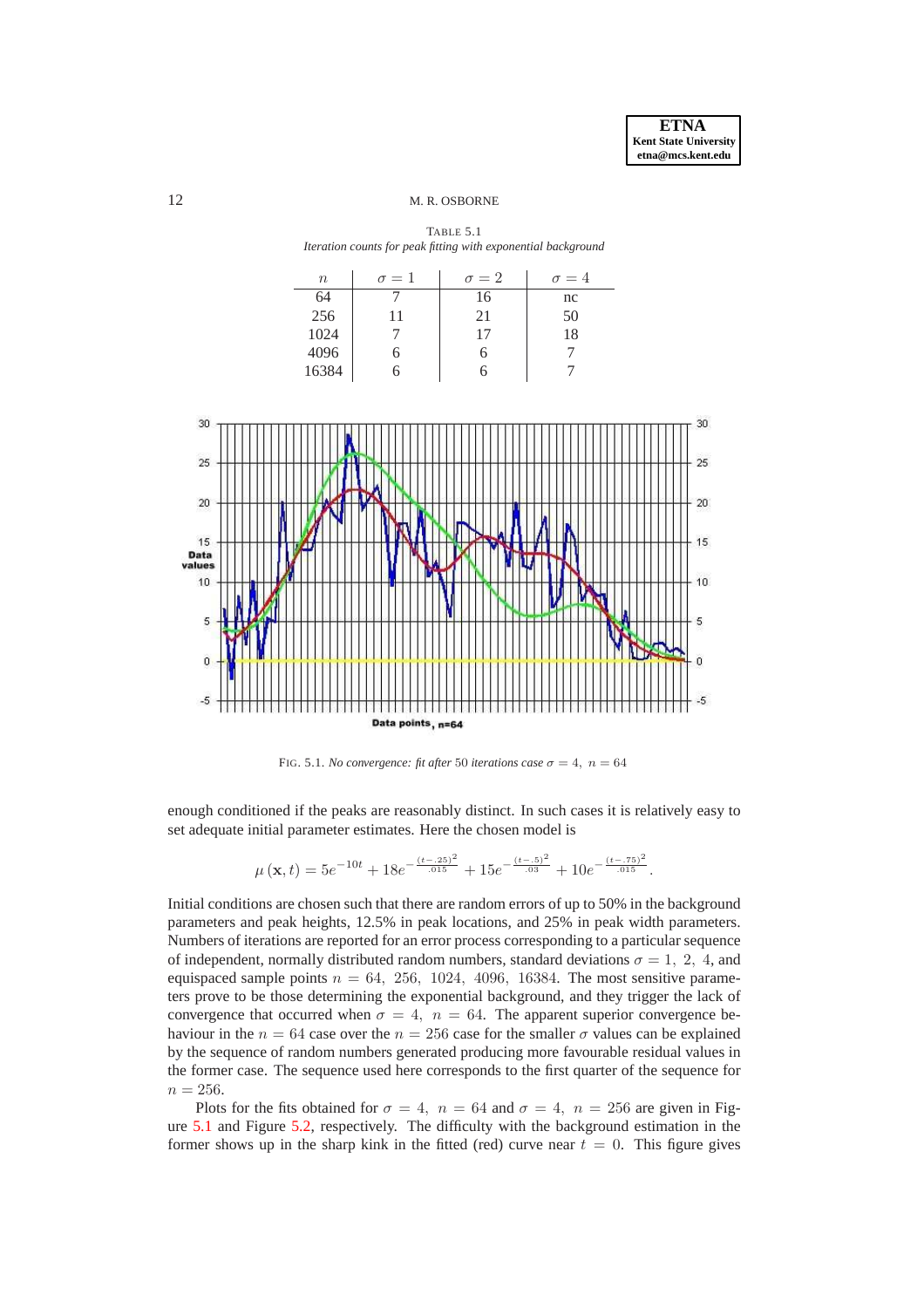TABLE 5.1
*Iteration counts for peak fitting with exponential background*

| $n$ | $\sigma = 1$ | $\sigma = 2$ | $\sigma = 4$ |
|---|---|---|---|
| 64 | 7 | 16 | nc |
| 256 | 11 | 21 | 50 |
| 1024 | 7 | 17 | 18 |
| 4096 | 6 | 6 | 7 |
| 16384 | 6 | 6 | 7 |

30
25
20
15
10
5
0
-5

Data values

Data points, n=64

FIG. 5.1. *No convergence: fit after* 50 *iterations case* $\sigma = 4,\ n = 64$

enough conditioned if the peaks are reasonably distinct. In such cases it is relatively easy to set adequate initial parameter estimates. Here the chosen model is

$$\mu(\mathbf{x}, t) = 5e^{-10t} + 18e^{-\frac{(t-.25)^2}{.015}} + 15e^{-\frac{(t-.5)^2}{.03}} + 10e^{-\frac{(t-.75)^2}{.015}}.$$

Initial conditions are chosen such that there are random errors of up to 50% in the background parameters and peak heights, 12.5% in peak locations, and 25% in peak width parameters. Numbers of iterations are reported for an error process corresponding to a particular sequence of independent, normally distributed random numbers, standard deviations $\sigma = 1,\ 2,\ 4$, and equispaced sample points $n = 64,\ 256,\ 1024,\ 4096,\ 16384$. The most sensitive parameters prove to be those determining the exponential background, and they trigger the lack of convergence that occurred when $\sigma = 4,\ n = 64$. The apparent superior convergence behaviour in the $n = 64$ case over the $n = 256$ case for the smaller $\sigma$ values can be explained by the sequence of random numbers generated producing more favourable residual values in the former case. The sequence used here corresponds to the first quarter of the sequence for $n = 256$.

Plots for the fits obtained for $\sigma = 4,\ n = 64$ and $\sigma = 4,\ n = 256$ are given in Figure 5.1 and Figure 5.2, respectively. The difficulty with the background estimation in the former shows up in the sharp kink in the fitted (red) curve near $t = 0$. This figure gives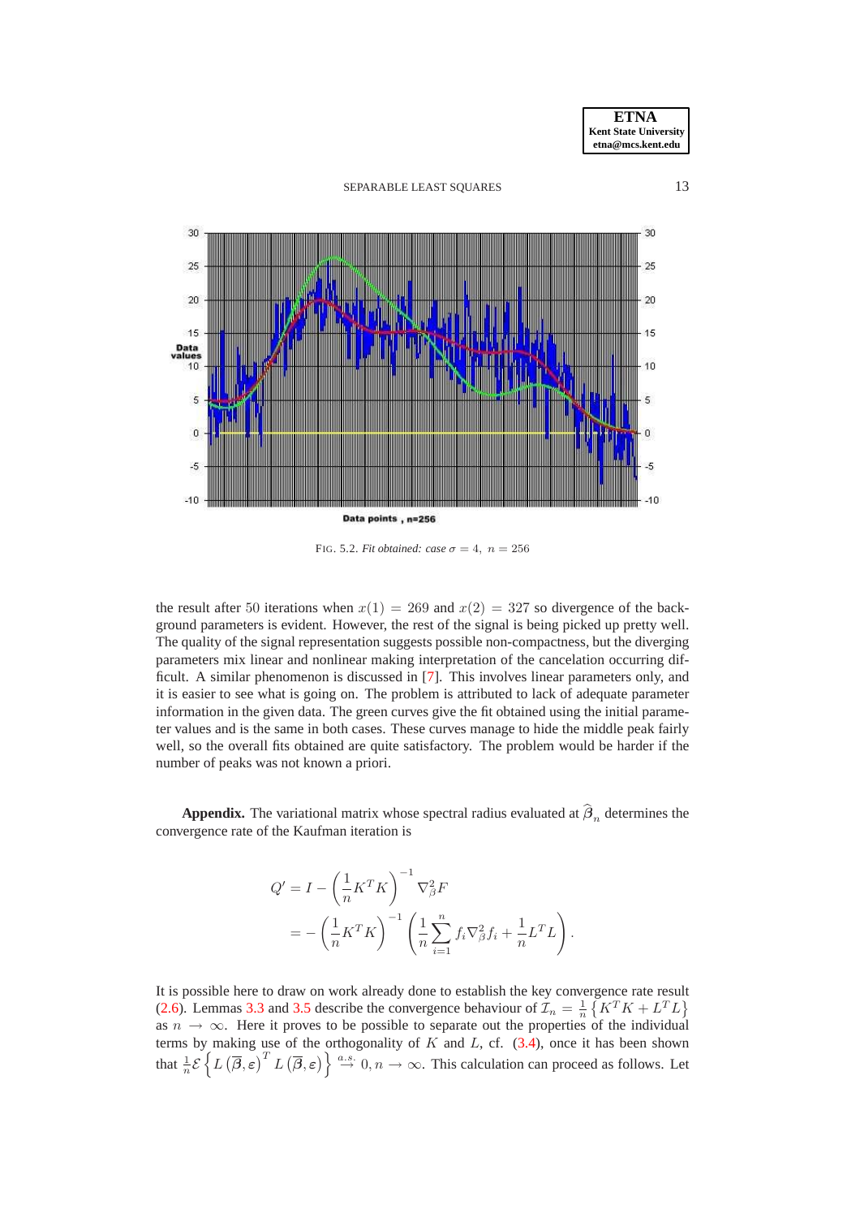30
25
20
15
Data values
10
5
0
-5
-10

Data points , n=256

FIG. 5.2. *Fit obtained: case* $\sigma = 4,\ n = 256$

the result after 50 iterations when $x(1) = 269$ and $x(2) = 327$ so divergence of the background parameters is evident. However, the rest of the signal is being picked up pretty well. The quality of the signal representation suggests possible non-compactness, but the diverging parameters mix linear and nonlinear making interpretation of the cancelation occurring difficult. A similar phenomenon is discussed in [7]. This involves linear parameters only, and it is easier to see what is going on. The problem is attributed to lack of adequate parameter information in the given data. The green curves give the fit obtained using the initial parameter values and is the same in both cases. These curves manage to hide the middle peak fairly well, so the overall fits obtained are quite satisfactory. The problem would be harder if the number of peaks was not known a priori.

**Appendix.** The variational matrix whose spectral radius evaluated at $\widehat{\boldsymbol{\beta}}_n$ determines the convergence rate of the Kaufman iteration is

$$
\begin{aligned}
Q' &= I - \left(\frac{1}{n}K^TK\right)^{-1}\nabla_\beta^2 F \\
&= -\left(\frac{1}{n}K^TK\right)^{-1}\left(\frac{1}{n}\sum_{i=1}^{n} f_i \nabla_\beta^2 f_i + \frac{1}{n}L^TL\right).
\end{aligned}
$$

It is possible here to draw on work already done to establish the key convergence rate result (2.6). Lemmas 3.3 and 3.5 describe the convergence behaviour of $\mathcal{I}_n = \frac{1}{n}\left\{K^TK + L^TL\right\}$ as $n \to \infty$. Here it proves to be possible to separate out the properties of the individual terms by making use of the orthogonality of $K$ and $L$, cf. (3.4), once it has been shown that $\frac{1}{n}\mathcal{E}\left\{L\left(\overline{\boldsymbol{\beta}}, \boldsymbol{\varepsilon}\right)^T L\left(\overline{\boldsymbol{\beta}}, \boldsymbol{\varepsilon}\right)\right\} \overset{a.s.}{\to} 0, n \to \infty$. This calculation can proceed as follows. Let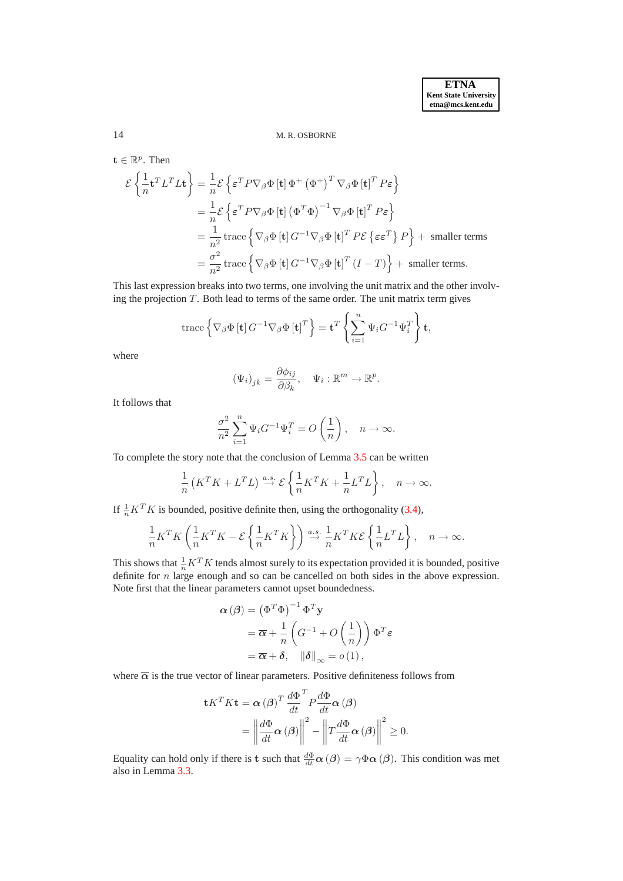$\mathbf{t} \in \mathbb{R}^p$. Then

$$
\begin{aligned}
\mathcal{E}\left\{\frac{1}{n}\mathbf{t}^T L^T L\mathbf{t}\right\} &= \frac{1}{n}\mathcal{E}\left\{\boldsymbol{\varepsilon}^T P \nabla_\beta \Phi\left[\mathbf{t}\right]\Phi^+\left(\Phi^+\right)^T \nabla_\beta \Phi\left[\mathbf{t}\right]^T P\boldsymbol{\varepsilon}\right\} \\
&= \frac{1}{n}\mathcal{E}\left\{\boldsymbol{\varepsilon}^T P \nabla_\beta \Phi\left[\mathbf{t}\right]\left(\Phi^T\Phi\right)^{-1} \nabla_\beta \Phi\left[\mathbf{t}\right]^T P\boldsymbol{\varepsilon}\right\} \\
&= \frac{1}{n^2}\operatorname{trace}\left\{\nabla_\beta \Phi\left[\mathbf{t}\right] G^{-1} \nabla_\beta \Phi\left[\mathbf{t}\right]^T P\mathcal{E}\left\{\boldsymbol{\varepsilon}\boldsymbol{\varepsilon}^T\right\}P\right\} + \text{ smaller terms} \\
&= \frac{\sigma^2}{n^2}\operatorname{trace}\left\{\nabla_\beta \Phi\left[\mathbf{t}\right] G^{-1} \nabla_\beta \Phi\left[\mathbf{t}\right]^T (I - T)\right\} + \text{ smaller terms}.
\end{aligned}
$$

This last expression breaks into two terms, one involving the unit matrix and the other involving the projection $T$. Both lead to terms of the same order. The unit matrix term gives

$$
\operatorname{trace}\left\{\nabla_\beta \Phi\left[\mathbf{t}\right] G^{-1} \nabla_\beta \Phi\left[\mathbf{t}\right]^T\right\} = \mathbf{t}^T\left\{\sum_{i=1}^n \Psi_i G^{-1}\Psi_i^T\right\}\mathbf{t},
$$

where

$$
\left(\Psi_i\right)_{jk} = \frac{\partial \phi_{ij}}{\partial \beta_k}, \quad \Psi_i : \mathbb{R}^m \to \mathbb{R}^p.
$$

It follows that

$$
\frac{\sigma^2}{n^2}\sum_{i=1}^n \Psi_i G^{-1}\Psi_i^T = O\left(\frac{1}{n}\right), \quad n \to \infty.
$$

To complete the story note that the conclusion of Lemma 3.5 can be written

$$
\frac{1}{n}\left(K^T K + L^T L\right) \overset{a.s.}{\to} \mathcal{E}\left\{\frac{1}{n}K^T K + \frac{1}{n}L^T L\right\}, \quad n \to \infty.
$$

If $\frac{1}{n}K^T K$ is bounded, positive definite then, using the orthogonality (3.4),

$$
\frac{1}{n}K^T K\left(\frac{1}{n}K^T K - \mathcal{E}\left\{\frac{1}{n}K^T K\right\}\right) \overset{a.s.}{\to} \frac{1}{n}K^T K\mathcal{E}\left\{\frac{1}{n}L^T L\right\}, \quad n \to \infty.
$$

This shows that $\frac{1}{n}K^T K$ tends almost surely to its expectation provided it is bounded, positive definite for $n$ large enough and so can be cancelled on both sides in the above expression. Note first that the linear parameters cannot upset boundedness.

$$
\begin{aligned}
\boldsymbol{\alpha}(\boldsymbol{\beta}) &= \left(\Phi^T\Phi\right)^{-1}\Phi^T\mathbf{y} \\
&= \overline{\boldsymbol{\alpha}} + \frac{1}{n}\left(G^{-1} + O\left(\frac{1}{n}\right)\right)\Phi^T\boldsymbol{\varepsilon} \\
&= \overline{\boldsymbol{\alpha}} + \boldsymbol{\delta}, \quad \left\|\boldsymbol{\delta}\right\|_\infty = o(1),
\end{aligned}
$$

where $\overline{\boldsymbol{\alpha}}$ is the true vector of linear parameters. Positive definiteness follows from

$$
\begin{aligned}
\mathbf{t}K^T K\mathbf{t} &= \boldsymbol{\alpha}(\boldsymbol{\beta})^T \frac{d\Phi}{dt}^T P\frac{d\Phi}{dt}\boldsymbol{\alpha}(\boldsymbol{\beta}) \\
&= \left\|\frac{d\Phi}{dt}\boldsymbol{\alpha}(\boldsymbol{\beta})\right\|^2 - \left\|T\frac{d\Phi}{dt}\boldsymbol{\alpha}(\boldsymbol{\beta})\right\|^2 \geq 0.
\end{aligned}
$$

Equality can hold only if there is $\mathbf{t}$ such that $\frac{d\Phi}{dt}\boldsymbol{\alpha}(\boldsymbol{\beta}) = \gamma\Phi\boldsymbol{\alpha}(\boldsymbol{\beta})$. This condition was met also in Lemma 3.3.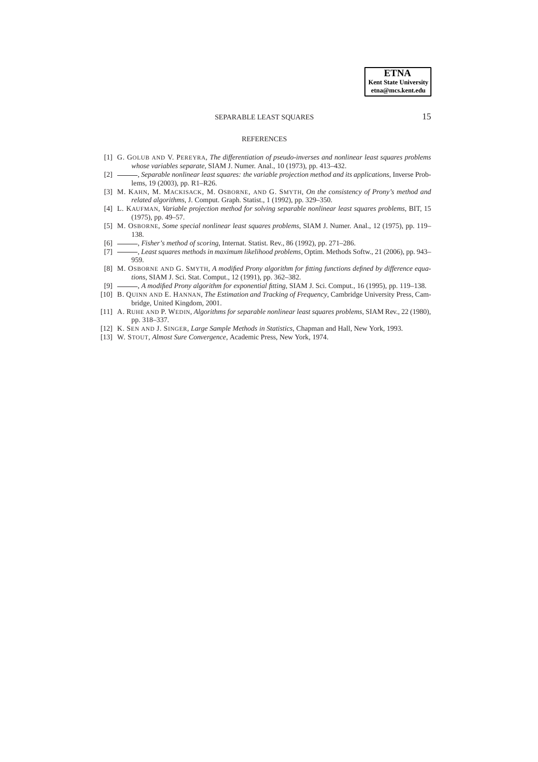## REFERENCES

[1] G. Golub and V. Pereyra, *The differentiation of pseudo-inverses and nonlinear least squares problems whose variables separate*, SIAM J. Numer. Anal., 10 (1973), pp. 413–432.

[2] ———, *Separable nonlinear least squares: the variable projection method and its applications*, Inverse Problems, 19 (2003), pp. R1–R26.

[3] M. Kahn, M. Mackisack, M. Osborne, and G. Smyth, *On the consistency of Prony's method and related algorithms*, J. Comput. Graph. Statist., 1 (1992), pp. 329–350.

[4] L. Kaufman, *Variable projection method for solving separable nonlinear least squares problems*, BIT, 15 (1975), pp. 49–57.

[5] M. Osborne, *Some special nonlinear least squares problems*, SIAM J. Numer. Anal., 12 (1975), pp. 119–138.

[6] ———, *Fisher's method of scoring*, Internat. Statist. Rev., 86 (1992), pp. 271–286.

[7] ———, *Least squares methods in maximum likelihood problems*, Optim. Methods Softw., 21 (2006), pp. 943–959.

[8] M. Osborne and G. Smyth, *A modified Prony algorithm for fitting functions defined by difference equations*, SIAM J. Sci. Stat. Comput., 12 (1991), pp. 362–382.

[9] ———, *A modified Prony algorithm for exponential fitting*, SIAM J. Sci. Comput., 16 (1995), pp. 119–138.

[10] B. Quinn and E. Hannan, *The Estimation and Tracking of Frequency*, Cambridge University Press, Cambridge, United Kingdom, 2001.

[11] A. Ruhe and P. Wedin, *Algorithms for separable nonlinear least squares problems*, SIAM Rev., 22 (1980), pp. 318–337.

[12] K. Sen and J. Singer, *Large Sample Methods in Statistics*, Chapman and Hall, New York, 1993.

[13] W. Stout, *Almost Sure Convergence*, Academic Press, New York, 1974.